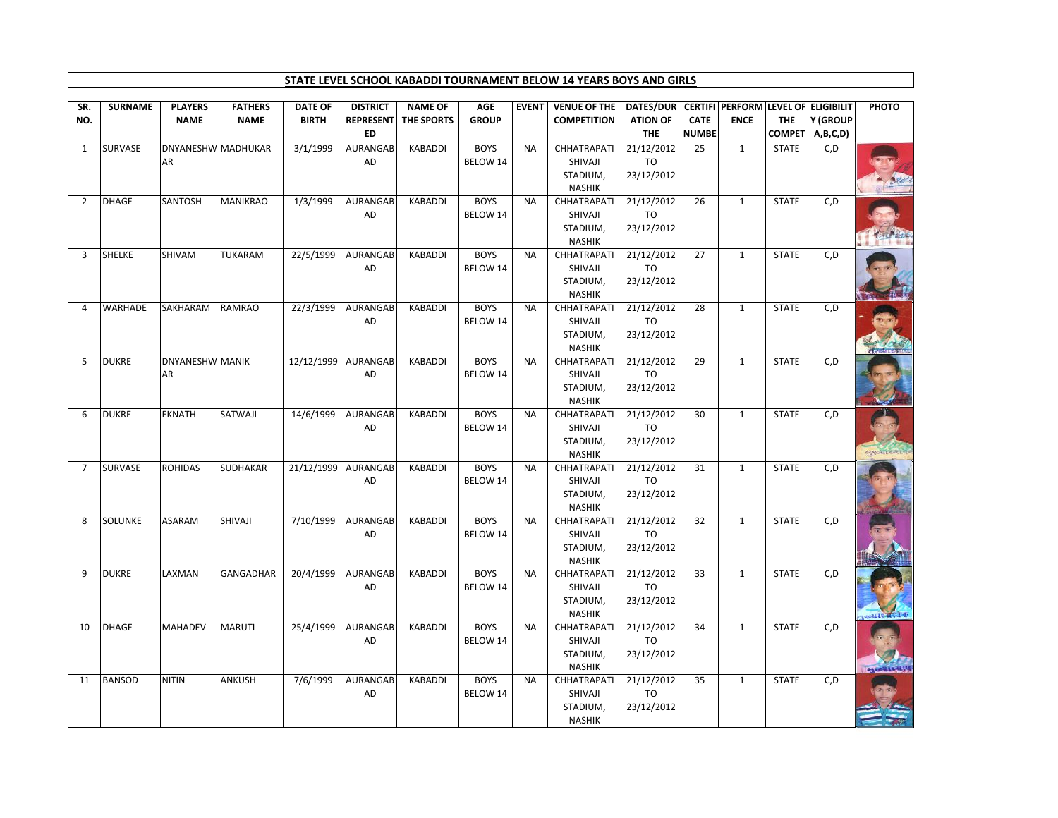**STATE LEVEL SCHOOL KABADDI TOURNAMENT BELOW 14 YEARS BOYS AND GIRLS**

| SR. NO. | SURNAME | PLAYERS NAME | FATHERS NAME | DATE OF BIRTH | DISTRICT REPRESENTED | NAME OF THE SPORTS | AGE GROUP | EVENT | VENUE OF THE COMPETITION | DATES/DURATION OF THE | CERTIFICATE NUMBER | PERFORMANCE | LEVEL OF THE COMPET | ELIGIBILITY (GROUP A,B,C,D) | PHOTO |
|---|---|---|---|---|---|---|---|---|---|---|---|---|---|---|---|
| 1 | SURVASE | DNYANESHWAR | MADHUKAR | 3/1/1999 | AURANGABAD | KABADDI | BOYS BELOW 14 | NA | CHHATRAPATI SHIVAJI STADIUM, NASHIK | 21/12/2012 TO 23/12/2012 | 25 | 1 | STATE | C,D | |
| 2 | DHAGE | SANTOSH | MANIKRAO | 1/3/1999 | AURANGABAD | KABADDI | BOYS BELOW 14 | NA | CHHATRAPATI SHIVAJI STADIUM, NASHIK | 21/12/2012 TO 23/12/2012 | 26 | 1 | STATE | C,D | |
| 3 | SHELKE | SHIVAM | TUKARAM | 22/5/1999 | AURANGABAD | KABADDI | BOYS BELOW 14 | NA | CHHATRAPATI SHIVAJI STADIUM, NASHIK | 21/12/2012 TO 23/12/2012 | 27 | 1 | STATE | C,D | |
| 4 | WARHADE | SAKHARAM | RAMRAO | 22/3/1999 | AURANGABAD | KABADDI | BOYS BELOW 14 | NA | CHHATRAPATI SHIVAJI STADIUM, NASHIK | 21/12/2012 TO 23/12/2012 | 28 | 1 | STATE | C,D | |
| 5 | DUKRE | DNYANESHWAR | MANIK | 12/12/1999 | AURANGABAD | KABADDI | BOYS BELOW 14 | NA | CHHATRAPATI SHIVAJI STADIUM, NASHIK | 21/12/2012 TO 23/12/2012 | 29 | 1 | STATE | C,D | |
| 6 | DUKRE | EKNATH | SATWAJI | 14/6/1999 | AURANGABAD | KABADDI | BOYS BELOW 14 | NA | CHHATRAPATI SHIVAJI STADIUM, NASHIK | 21/12/2012 TO 23/12/2012 | 30 | 1 | STATE | C,D | |
| 7 | SURVASE | ROHIDAS | SUDHAKAR | 21/12/1999 | AURANGABAD | KABADDI | BOYS BELOW 14 | NA | CHHATRAPATI SHIVAJI STADIUM, NASHIK | 21/12/2012 TO 23/12/2012 | 31 | 1 | STATE | C,D | |
| 8 | SOLUNKE | ASARAM | SHIVAJI | 7/10/1999 | AURANGABAD | KABADDI | BOYS BELOW 14 | NA | CHHATRAPATI SHIVAJI STADIUM, NASHIK | 21/12/2012 TO 23/12/2012 | 32 | 1 | STATE | C,D | |
| 9 | DUKRE | LAXMAN | GANGADHAR | 20/4/1999 | AURANGABAD | KABADDI | BOYS BELOW 14 | NA | CHHATRAPATI SHIVAJI STADIUM, NASHIK | 21/12/2012 TO 23/12/2012 | 33 | 1 | STATE | C,D | |
| 10 | DHAGE | MAHADEV | MARUTI | 25/4/1999 | AURANGABAD | KABADDI | BOYS BELOW 14 | NA | CHHATRAPATI SHIVAJI STADIUM, NASHIK | 21/12/2012 TO 23/12/2012 | 34 | 1 | STATE | C,D | |
| 11 | BANSOD | NITIN | ANKUSH | 7/6/1999 | AURANGABAD | KABADDI | BOYS BELOW 14 | NA | CHHATRAPATI SHIVAJI STADIUM, NASHIK | 21/12/2012 TO 23/12/2012 | 35 | 1 | STATE | C,D | |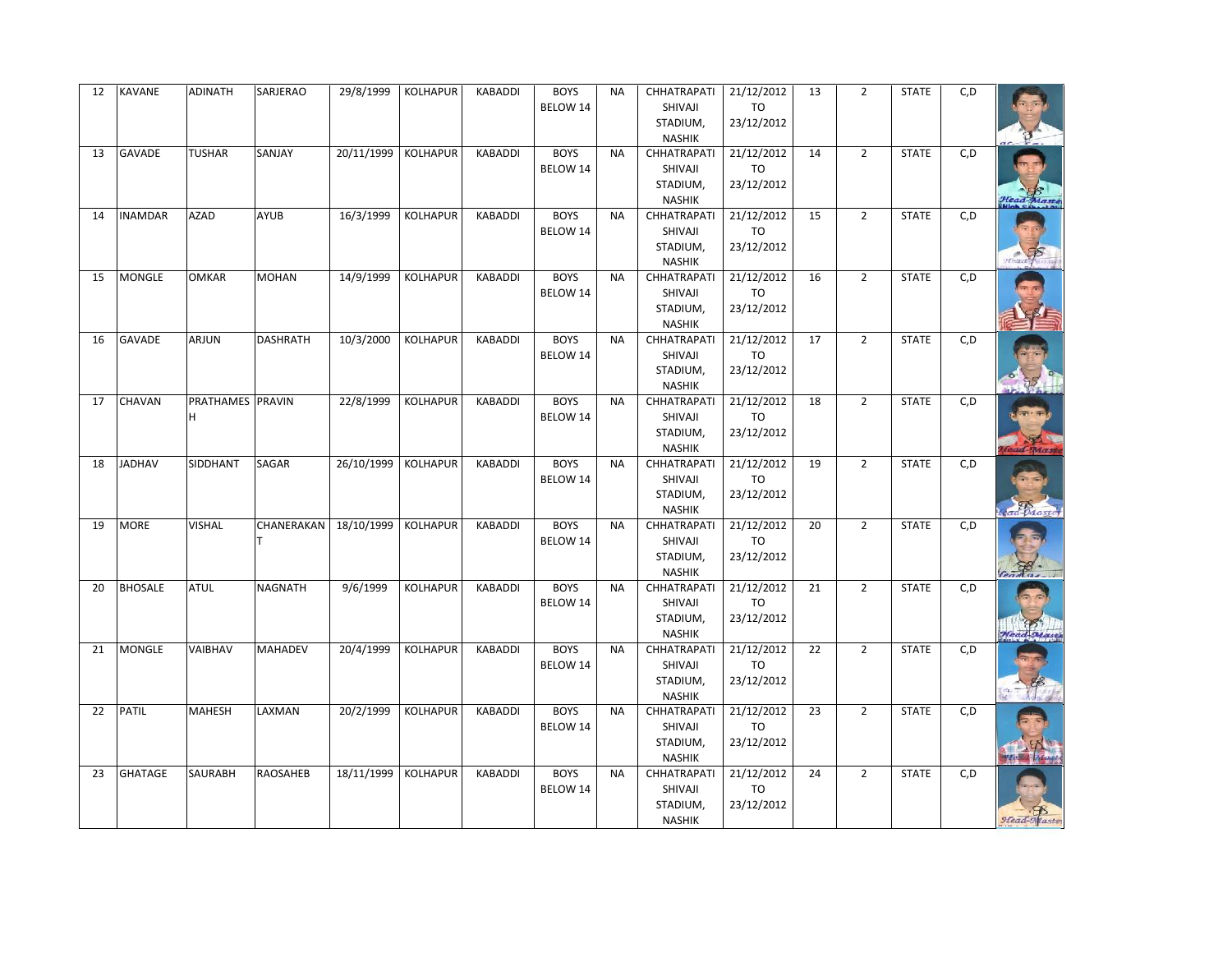| | | | | | | | | | | | | | | | |
|---|---|---|---|---|---|---|---|---|---|---|---|---|---|---|---|
| 12 | KAVANE | ADINATH | SARJERAO | 29/8/1999 | KOLHAPUR | KABADDI | BOYS BELOW 14 | NA | CHHATRAPATI SHIVAJI STADIUM, NASHIK | 21/12/2012 TO 23/12/2012 | 13 | 2 | STATE | C,D | |
| 13 | GAVADE | TUSHAR | SANJAY | 20/11/1999 | KOLHAPUR | KABADDI | BOYS BELOW 14 | NA | CHHATRAPATI SHIVAJI STADIUM, NASHIK | 21/12/2012 TO 23/12/2012 | 14 | 2 | STATE | C,D | |
| 14 | INAMDAR | AZAD | AYUB | 16/3/1999 | KOLHAPUR | KABADDI | BOYS BELOW 14 | NA | CHHATRAPATI SHIVAJI STADIUM, NASHIK | 21/12/2012 TO 23/12/2012 | 15 | 2 | STATE | C,D | |
| 15 | MONGLE | OMKAR | MOHAN | 14/9/1999 | KOLHAPUR | KABADDI | BOYS BELOW 14 | NA | CHHATRAPATI SHIVAJI STADIUM, NASHIK | 21/12/2012 TO 23/12/2012 | 16 | 2 | STATE | C,D | |
| 16 | GAVADE | ARJUN | DASHRATH | 10/3/2000 | KOLHAPUR | KABADDI | BOYS BELOW 14 | NA | CHHATRAPATI SHIVAJI STADIUM, NASHIK | 21/12/2012 TO 23/12/2012 | 17 | 2 | STATE | C,D | |
| 17 | CHAVAN | PRATHAMESH | PRAVIN | 22/8/1999 | KOLHAPUR | KABADDI | BOYS BELOW 14 | NA | CHHATRAPATI SHIVAJI STADIUM, NASHIK | 21/12/2012 TO 23/12/2012 | 18 | 2 | STATE | C,D | |
| 18 | JADHAV | SIDDHANT | SAGAR | 26/10/1999 | KOLHAPUR | KABADDI | BOYS BELOW 14 | NA | CHHATRAPATI SHIVAJI STADIUM, NASHIK | 21/12/2012 TO 23/12/2012 | 19 | 2 | STATE | C,D | |
| 19 | MORE | VISHAL | CHANERAKANT | 18/10/1999 | KOLHAPUR | KABADDI | BOYS BELOW 14 | NA | CHHATRAPATI SHIVAJI STADIUM, NASHIK | 21/12/2012 TO 23/12/2012 | 20 | 2 | STATE | C,D | |
| 20 | BHOSALE | ATUL | NAGNATH | 9/6/1999 | KOLHAPUR | KABADDI | BOYS BELOW 14 | NA | CHHATRAPATI SHIVAJI STADIUM, NASHIK | 21/12/2012 TO 23/12/2012 | 21 | 2 | STATE | C,D | |
| 21 | MONGLE | VAIBHAV | MAHADEV | 20/4/1999 | KOLHAPUR | KABADDI | BOYS BELOW 14 | NA | CHHATRAPATI SHIVAJI STADIUM, NASHIK | 21/12/2012 TO 23/12/2012 | 22 | 2 | STATE | C,D | |
| 22 | PATIL | MAHESH | LAXMAN | 20/2/1999 | KOLHAPUR | KABADDI | BOYS BELOW 14 | NA | CHHATRAPATI SHIVAJI STADIUM, NASHIK | 21/12/2012 TO 23/12/2012 | 23 | 2 | STATE | C,D | |
| 23 | GHATAGE | SAURABH | RAOSAHEB | 18/11/1999 | KOLHAPUR | KABADDI | BOYS BELOW 14 | NA | CHHATRAPATI SHIVAJI STADIUM, NASHIK | 21/12/2012 TO 23/12/2012 | 24 | 2 | STATE | C,D | |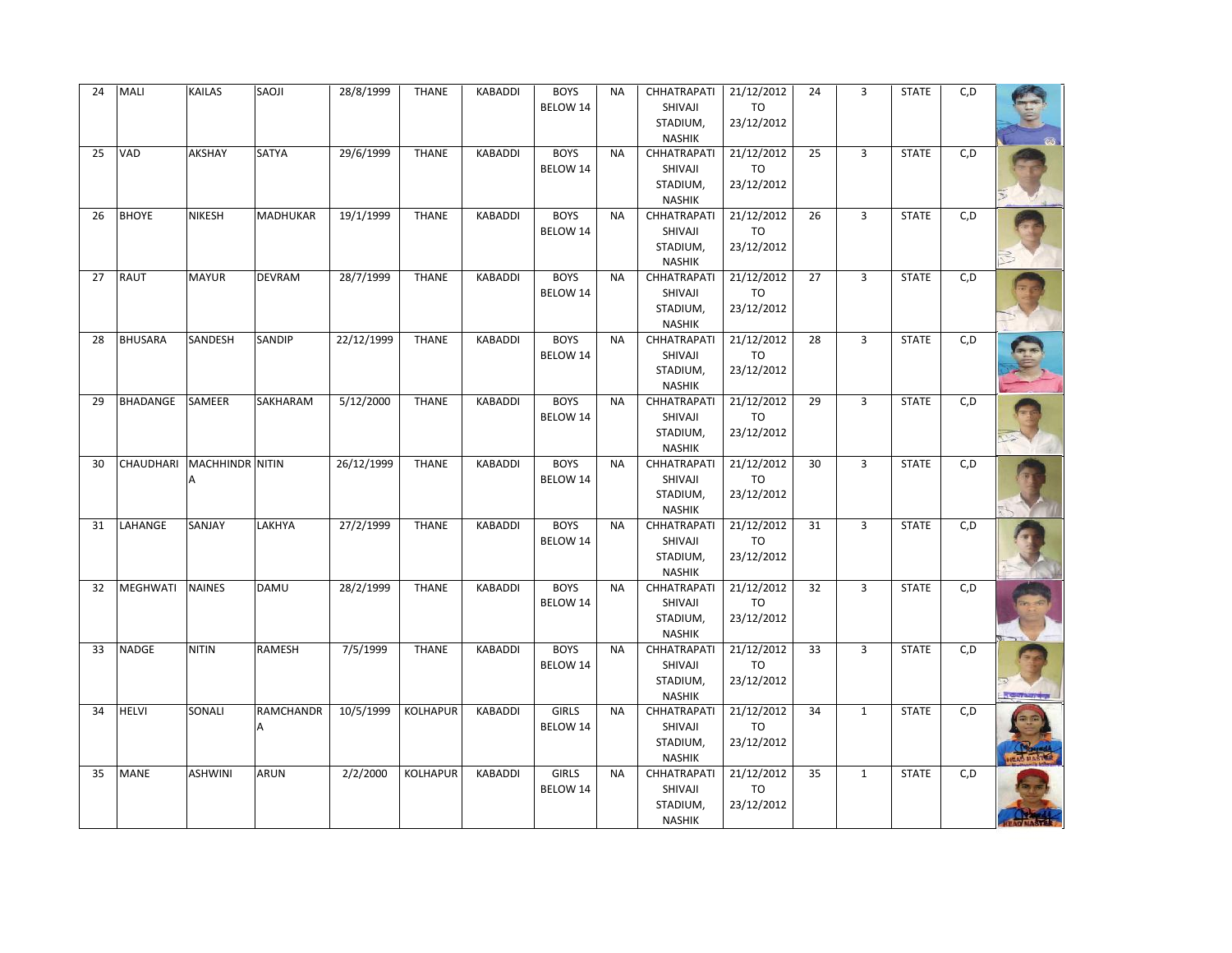| 24 | MALI | KAILAS | SAOJI | 28/8/1999 | THANE | KABADDI | BOYS BELOW 14 | NA | CHHATRAPATI SHIVAJI STADIUM, NASHIK | 21/12/2012 TO 23/12/2012 | 24 | 3 | STATE | C,D | |
|---|---|---|---|---|---|---|---|---|---|---|---|---|---|---|---|
| 25 | VAD | AKSHAY | SATYA | 29/6/1999 | THANE | KABADDI | BOYS BELOW 14 | NA | CHHATRAPATI SHIVAJI STADIUM, NASHIK | 21/12/2012 TO 23/12/2012 | 25 | 3 | STATE | C,D | |
| 26 | BHOYE | NIKESH | MADHUKAR | 19/1/1999 | THANE | KABADDI | BOYS BELOW 14 | NA | CHHATRAPATI SHIVAJI STADIUM, NASHIK | 21/12/2012 TO 23/12/2012 | 26 | 3 | STATE | C,D | |
| 27 | RAUT | MAYUR | DEVRAM | 28/7/1999 | THANE | KABADDI | BOYS BELOW 14 | NA | CHHATRAPATI SHIVAJI STADIUM, NASHIK | 21/12/2012 TO 23/12/2012 | 27 | 3 | STATE | C,D | |
| 28 | BHUSARA | SANDESH | SANDIP | 22/12/1999 | THANE | KABADDI | BOYS BELOW 14 | NA | CHHATRAPATI SHIVAJI STADIUM, NASHIK | 21/12/2012 TO 23/12/2012 | 28 | 3 | STATE | C,D | |
| 29 | BHADANGE | SAMEER | SAKHARAM | 5/12/2000 | THANE | KABADDI | BOYS BELOW 14 | NA | CHHATRAPATI SHIVAJI STADIUM, NASHIK | 21/12/2012 TO 23/12/2012 | 29 | 3 | STATE | C,D | |
| 30 | CHAUDHARI | MACHHINDRA | NITIN | 26/12/1999 | THANE | KABADDI | BOYS BELOW 14 | NA | CHHATRAPATI SHIVAJI STADIUM, NASHIK | 21/12/2012 TO 23/12/2012 | 30 | 3 | STATE | C,D | |
| 31 | LAHANGE | SANJAY | LAKHYA | 27/2/1999 | THANE | KABADDI | BOYS BELOW 14 | NA | CHHATRAPATI SHIVAJI STADIUM, NASHIK | 21/12/2012 TO 23/12/2012 | 31 | 3 | STATE | C,D | |
| 32 | MEGHWATI | NAINES | DAMU | 28/2/1999 | THANE | KABADDI | BOYS BELOW 14 | NA | CHHATRAPATI SHIVAJI STADIUM, NASHIK | 21/12/2012 TO 23/12/2012 | 32 | 3 | STATE | C,D | |
| 33 | NADGE | NITIN | RAMESH | 7/5/1999 | THANE | KABADDI | BOYS BELOW 14 | NA | CHHATRAPATI SHIVAJI STADIUM, NASHIK | 21/12/2012 TO 23/12/2012 | 33 | 3 | STATE | C,D | |
| 34 | HELVI | SONALI | RAMCHANDRA | 10/5/1999 | KOLHAPUR | KABADDI | GIRLS BELOW 14 | NA | CHHATRAPATI SHIVAJI STADIUM, NASHIK | 21/12/2012 TO 23/12/2012 | 34 | 1 | STATE | C,D | |
| 35 | MANE | ASHWINI | ARUN | 2/2/2000 | KOLHAPUR | KABADDI | GIRLS BELOW 14 | NA | CHHATRAPATI SHIVAJI STADIUM, NASHIK | 21/12/2012 TO 23/12/2012 | 35 | 1 | STATE | C,D | |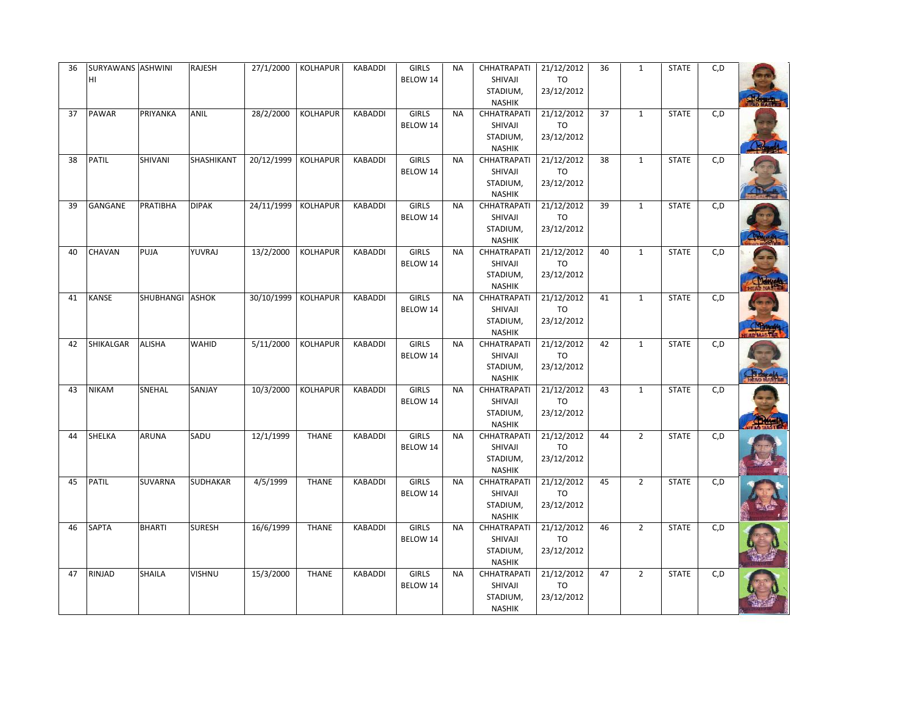| | | | | | | | | | | | | | | | |
|---|---|---|---|---|---|---|---|---|---|---|---|---|---|---|---|
| 36 | SURYAWANSHI | ASHWINI | RAJESH | 27/1/2000 | KOLHAPUR | KABADDI | GIRLS BELOW 14 | NA | CHHATRAPATI SHIVAJI STADIUM, NASHIK | 21/12/2012 TO 23/12/2012 | 36 | 1 | STATE | C,D | |
| 37 | PAWAR | PRIYANKA | ANIL | 28/2/2000 | KOLHAPUR | KABADDI | GIRLS BELOW 14 | NA | CHHATRAPATI SHIVAJI STADIUM, NASHIK | 21/12/2012 TO 23/12/2012 | 37 | 1 | STATE | C,D | |
| 38 | PATIL | SHIVANI | SHASHIKANT | 20/12/1999 | KOLHAPUR | KABADDI | GIRLS BELOW 14 | NA | CHHATRAPATI SHIVAJI STADIUM, NASHIK | 21/12/2012 TO 23/12/2012 | 38 | 1 | STATE | C,D | |
| 39 | GANGANE | PRATIBHA | DIPAK | 24/11/1999 | KOLHAPUR | KABADDI | GIRLS BELOW 14 | NA | CHHATRAPATI SHIVAJI STADIUM, NASHIK | 21/12/2012 TO 23/12/2012 | 39 | 1 | STATE | C,D | |
| 40 | CHAVAN | PUJA | YUVRAJ | 13/2/2000 | KOLHAPUR | KABADDI | GIRLS BELOW 14 | NA | CHHATRAPATI SHIVAJI STADIUM, NASHIK | 21/12/2012 TO 23/12/2012 | 40 | 1 | STATE | C,D | |
| 41 | KANSE | SHUBHANGI | ASHOK | 30/10/1999 | KOLHAPUR | KABADDI | GIRLS BELOW 14 | NA | CHHATRAPATI SHIVAJI STADIUM, NASHIK | 21/12/2012 TO 23/12/2012 | 41 | 1 | STATE | C,D | |
| 42 | SHIKALGAR | ALISHA | WAHID | 5/11/2000 | KOLHAPUR | KABADDI | GIRLS BELOW 14 | NA | CHHATRAPATI SHIVAJI STADIUM, NASHIK | 21/12/2012 TO 23/12/2012 | 42 | 1 | STATE | C,D | |
| 43 | NIKAM | SNEHAL | SANJAY | 10/3/2000 | KOLHAPUR | KABADDI | GIRLS BELOW 14 | NA | CHHATRAPATI SHIVAJI STADIUM, NASHIK | 21/12/2012 TO 23/12/2012 | 43 | 1 | STATE | C,D | |
| 44 | SHELKA | ARUNA | SADU | 12/1/1999 | THANE | KABADDI | GIRLS BELOW 14 | NA | CHHATRAPATI SHIVAJI STADIUM, NASHIK | 21/12/2012 TO 23/12/2012 | 44 | 2 | STATE | C,D | |
| 45 | PATIL | SUVARNA | SUDHAKAR | 4/5/1999 | THANE | KABADDI | GIRLS BELOW 14 | NA | CHHATRAPATI SHIVAJI STADIUM, NASHIK | 21/12/2012 TO 23/12/2012 | 45 | 2 | STATE | C,D | |
| 46 | SAPTA | BHARTI | SURESH | 16/6/1999 | THANE | KABADDI | GIRLS BELOW 14 | NA | CHHATRAPATI SHIVAJI STADIUM, NASHIK | 21/12/2012 TO 23/12/2012 | 46 | 2 | STATE | C,D | |
| 47 | RINJAD | SHAILA | VISHNU | 15/3/2000 | THANE | KABADDI | GIRLS BELOW 14 | NA | CHHATRAPATI SHIVAJI STADIUM, NASHIK | 21/12/2012 TO 23/12/2012 | 47 | 2 | STATE | C,D | |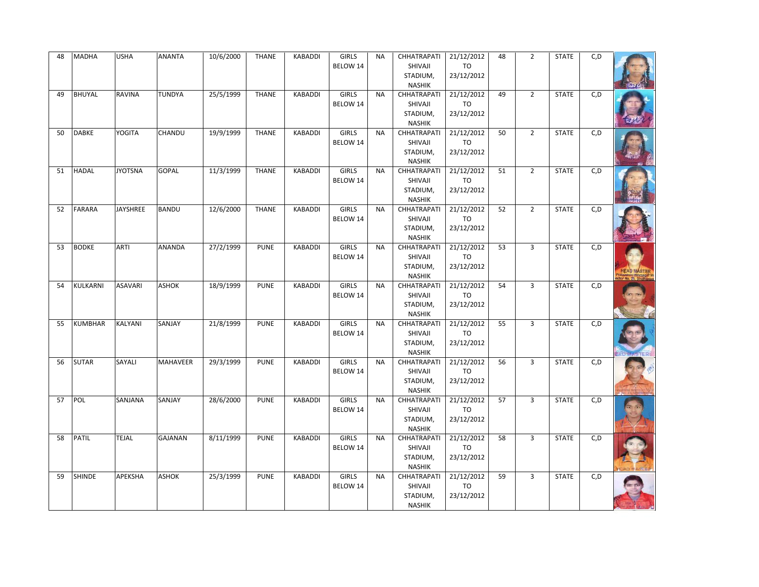| 48 | MADHA | USHA | ANANTA | 10/6/2000 | THANE | KABADDI | GIRLS BELOW 14 | NA | CHHATRAPATI SHIVAJI STADIUM, NASHIK | 21/12/2012 TO 23/12/2012 | 48 | 2 | STATE | C,D | |
|---|---|---|---|---|---|---|---|---|---|---|---|---|---|---|---|
| 49 | BHUYAL | RAVINA | TUNDYA | 25/5/1999 | THANE | KABADDI | GIRLS BELOW 14 | NA | CHHATRAPATI SHIVAJI STADIUM, NASHIK | 21/12/2012 TO 23/12/2012 | 49 | 2 | STATE | C,D | |
| 50 | DABKE | YOGITA | CHANDU | 19/9/1999 | THANE | KABADDI | GIRLS BELOW 14 | NA | CHHATRAPATI SHIVAJI STADIUM, NASHIK | 21/12/2012 TO 23/12/2012 | 50 | 2 | STATE | C,D | |
| 51 | HADAL | JYOTSNA | GOPAL | 11/3/1999 | THANE | KABADDI | GIRLS BELOW 14 | NA | CHHATRAPATI SHIVAJI STADIUM, NASHIK | 21/12/2012 TO 23/12/2012 | 51 | 2 | STATE | C,D | |
| 52 | FARARA | JAYSHREE | BANDU | 12/6/2000 | THANE | KABADDI | GIRLS BELOW 14 | NA | CHHATRAPATI SHIVAJI STADIUM, NASHIK | 21/12/2012 TO 23/12/2012 | 52 | 2 | STATE | C,D | |
| 53 | BODKE | ARTI | ANANDA | 27/2/1999 | PUNE | KABADDI | GIRLS BELOW 14 | NA | CHHATRAPATI SHIVAJI STADIUM, NASHIK | 21/12/2012 TO 23/12/2012 | 53 | 3 | STATE | C,D | |
| 54 | KULKARNI | ASAVARI | ASHOK | 18/9/1999 | PUNE | KABADDI | GIRLS BELOW 14 | NA | CHHATRAPATI SHIVAJI STADIUM, NASHIK | 21/12/2012 TO 23/12/2012 | 54 | 3 | STATE | C,D | |
| 55 | KUMBHAR | KALYANI | SANJAY | 21/8/1999 | PUNE | KABADDI | GIRLS BELOW 14 | NA | CHHATRAPATI SHIVAJI STADIUM, NASHIK | 21/12/2012 TO 23/12/2012 | 55 | 3 | STATE | C,D | |
| 56 | SUTAR | SAYALI | MAHAVEER | 29/3/1999 | PUNE | KABADDI | GIRLS BELOW 14 | NA | CHHATRAPATI SHIVAJI STADIUM, NASHIK | 21/12/2012 TO 23/12/2012 | 56 | 3 | STATE | C,D | |
| 57 | POL | SANJANA | SANJAY | 28/6/2000 | PUNE | KABADDI | GIRLS BELOW 14 | NA | CHHATRAPATI SHIVAJI STADIUM, NASHIK | 21/12/2012 TO 23/12/2012 | 57 | 3 | STATE | C,D | |
| 58 | PATIL | TEJAL | GAJANAN | 8/11/1999 | PUNE | KABADDI | GIRLS BELOW 14 | NA | CHHATRAPATI SHIVAJI STADIUM, NASHIK | 21/12/2012 TO 23/12/2012 | 58 | 3 | STATE | C,D | |
| 59 | SHINDE | APEKSHA | ASHOK | 25/3/1999 | PUNE | KABADDI | GIRLS BELOW 14 | NA | CHHATRAPATI SHIVAJI STADIUM, NASHIK | 21/12/2012 TO 23/12/2012 | 59 | 3 | STATE | C,D | |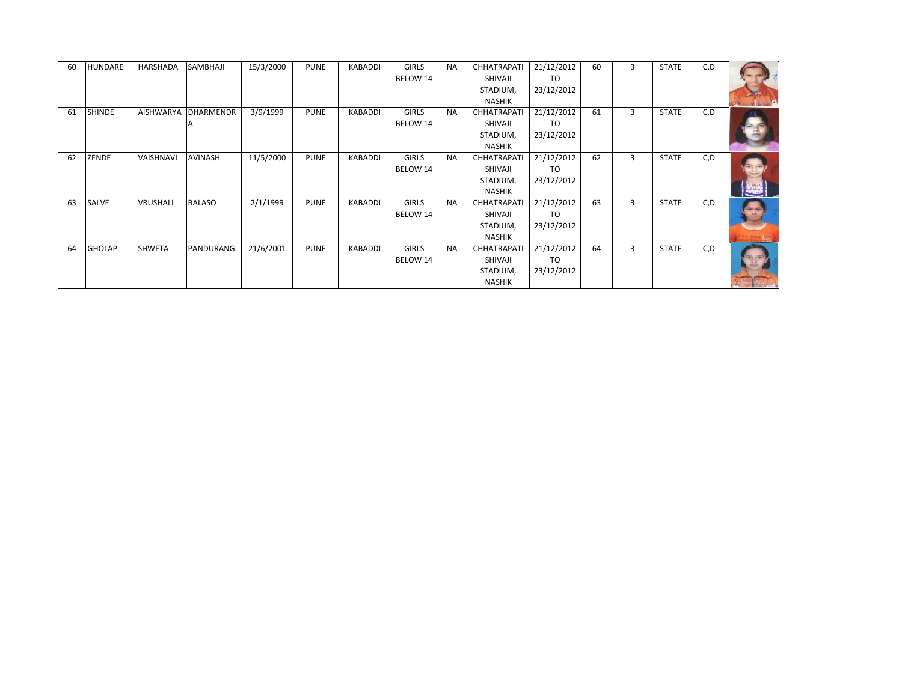| | | | | | | | | | | | | | | | |
|---|---|---|---|---|---|---|---|---|---|---|---|---|---|---|---|
| 60 | HUNDARE | HARSHADA | SAMBHAJI | 15/3/2000 | PUNE | KABADDI | GIRLS BELOW 14 | NA | CHHATRAPATI SHIVAJI STADIUM, NASHIK | 21/12/2012 TO 23/12/2012 | 60 | 3 | STATE | C,D | |
| 61 | SHINDE | AISHWARYA | DHARMENDRA | 3/9/1999 | PUNE | KABADDI | GIRLS BELOW 14 | NA | CHHATRAPATI SHIVAJI STADIUM, NASHIK | 21/12/2012 TO 23/12/2012 | 61 | 3 | STATE | C,D | |
| 62 | ZENDE | VAISHNAVI | AVINASH | 11/5/2000 | PUNE | KABADDI | GIRLS BELOW 14 | NA | CHHATRAPATI SHIVAJI STADIUM, NASHIK | 21/12/2012 TO 23/12/2012 | 62 | 3 | STATE | C,D | |
| 63 | SALVE | VRUSHALI | BALASO | 2/1/1999 | PUNE | KABADDI | GIRLS BELOW 14 | NA | CHHATRAPATI SHIVAJI STADIUM, NASHIK | 21/12/2012 TO 23/12/2012 | 63 | 3 | STATE | C,D | |
| 64 | GHOLAP | SHWETA | PANDURANG | 21/6/2001 | PUNE | KABADDI | GIRLS BELOW 14 | NA | CHHATRAPATI SHIVAJI STADIUM, NASHIK | 21/12/2012 TO 23/12/2012 | 64 | 3 | STATE | C,D | |